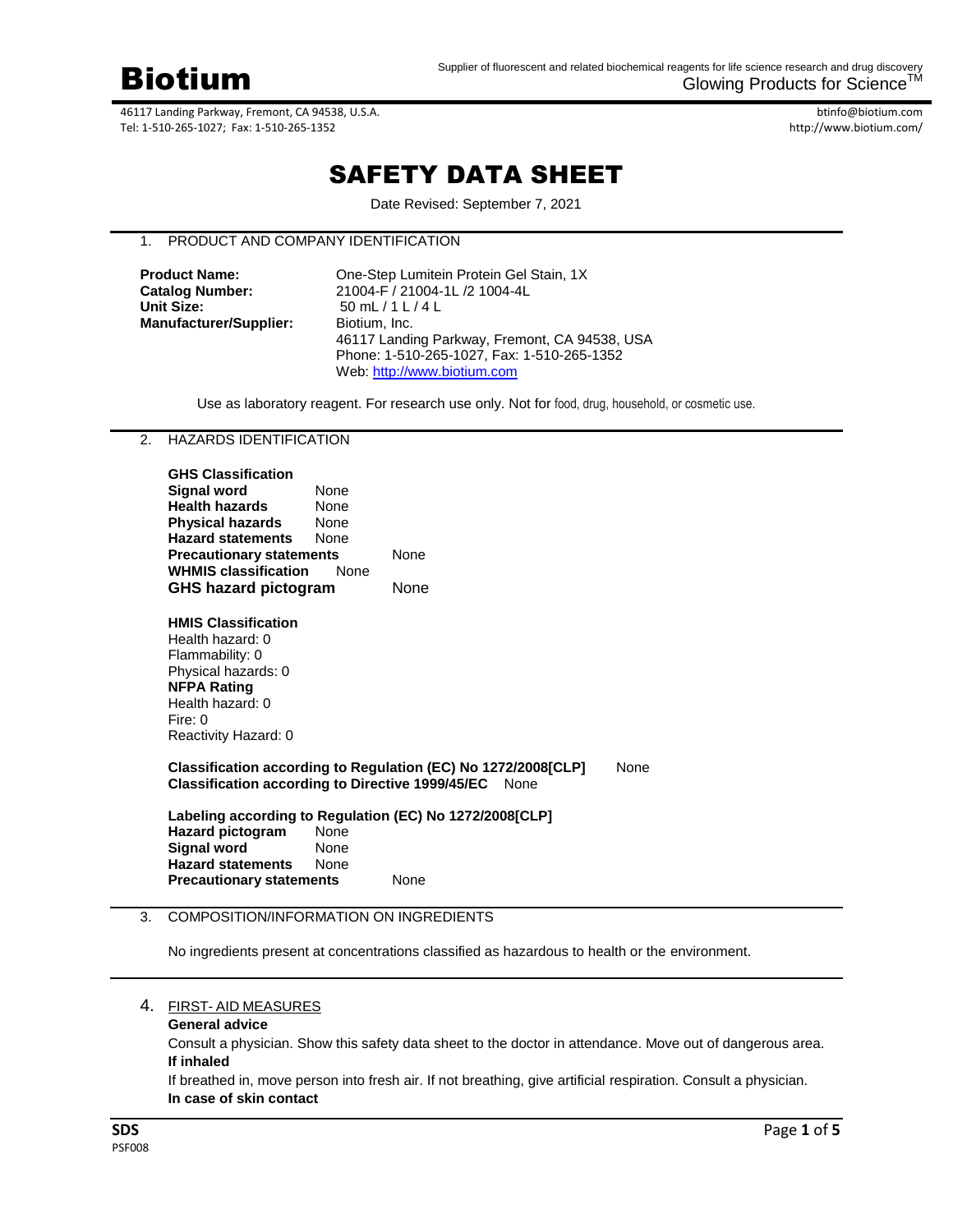# Biotium

Supplier of fluorescent and related biochemical reagents for life science research and drug discovery
Glowing Products for Science™

46117 Landing Parkway, Fremont, CA 94538, U.S.A.
Tel: 1-510-265-1027; Fax: 1-510-265-1352

btinfo@biotium.com
http://www.biotium.com/

# SAFETY DATA SHEET

Date Revised: September 7, 2021

## 1. PRODUCT AND COMPANY IDENTIFICATION

**Product Name:** One-Step Lumitein Protein Gel Stain, 1X
**Catalog Number:** 21004-F / 21004-1L /2 1004-4L
**Unit Size:** 50 mL / 1 L / 4 L
**Manufacturer/Supplier:** Biotium, Inc.
46117 Landing Parkway, Fremont, CA 94538, USA
Phone: 1-510-265-1027, Fax: 1-510-265-1352
Web: http://www.biotium.com

Use as laboratory reagent. For research use only. Not for food, drug, household, or cosmetic use.

## 2. HAZARDS IDENTIFICATION

**GHS Classification**
**Signal word** None
**Health hazards** None
**Physical hazards** None
**Hazard statements** None
**Precautionary statements** None
**WHMIS classification** None
**GHS hazard pictogram** None

**HMIS Classification**
Health hazard: 0
Flammability: 0
Physical hazards: 0
**NFPA Rating**
Health hazard: 0
Fire: 0
Reactivity Hazard: 0

**Classification according to Regulation (EC) No 1272/2008[CLP]** None
**Classification according to Directive 1999/45/EC** None

**Labeling according to Regulation (EC) No 1272/2008[CLP]**
**Hazard pictogram** None
**Signal word** None
**Hazard statements** None
**Precautionary statements** None

## 3. COMPOSITION/INFORMATION ON INGREDIENTS

No ingredients present at concentrations classified as hazardous to health or the environment.

## 4. FIRST- AID MEASURES

**General advice**
Consult a physician. Show this safety data sheet to the doctor in attendance. Move out of dangerous area.
**If inhaled**
If breathed in, move person into fresh air. If not breathing, give artificial respiration. Consult a physician.
**In case of skin contact**

SDS
PSF008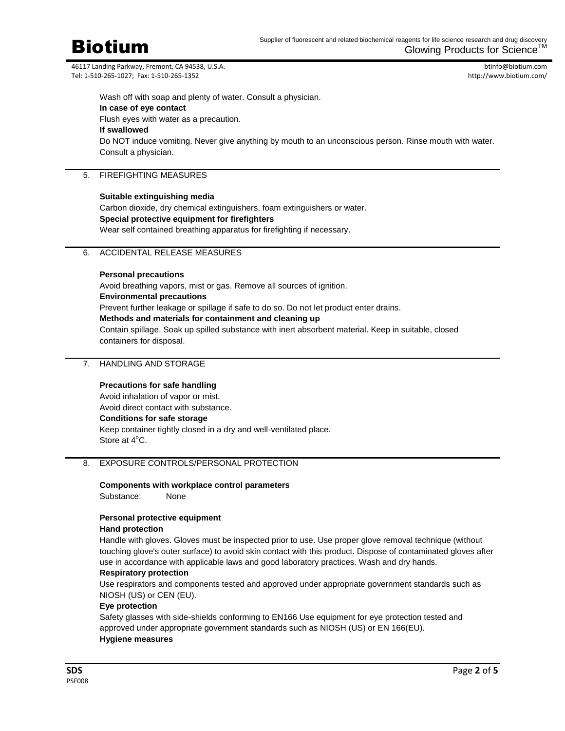Wash off with soap and plenty of water. Consult a physician.

**In case of eye contact**

Flush eyes with water as a precaution.

**If swallowed**

Do NOT induce vomiting. Never give anything by mouth to an unconscious person. Rinse mouth with water. Consult a physician.

## 5. FIREFIGHTING MEASURES

**Suitable extinguishing media**

Carbon dioxide, dry chemical extinguishers, foam extinguishers or water.

**Special protective equipment for firefighters**

Wear self contained breathing apparatus for firefighting if necessary.

## 6. ACCIDENTAL RELEASE MEASURES

**Personal precautions**

Avoid breathing vapors, mist or gas. Remove all sources of ignition.

**Environmental precautions**

Prevent further leakage or spillage if safe to do so. Do not let product enter drains.

**Methods and materials for containment and cleaning up**

Contain spillage. Soak up spilled substance with inert absorbent material. Keep in suitable, closed containers for disposal.

## 7. HANDLING AND STORAGE

**Precautions for safe handling**

Avoid inhalation of vapor or mist.
Avoid direct contact with substance.

**Conditions for safe storage**

Keep container tightly closed in a dry and well-ventilated place.
Store at 4°C.

## 8. EXPOSURE CONTROLS/PERSONAL PROTECTION

**Components with workplace control parameters**

Substance: None

**Personal protective equipment**

**Hand protection**

Handle with gloves. Gloves must be inspected prior to use. Use proper glove removal technique (without touching glove's outer surface) to avoid skin contact with this product. Dispose of contaminated gloves after use in accordance with applicable laws and good laboratory practices. Wash and dry hands.

**Respiratory protection**

Use respirators and components tested and approved under appropriate government standards such as NIOSH (US) or CEN (EU).

**Eye protection**

Safety glasses with side-shields conforming to EN166 Use equipment for eye protection tested and approved under appropriate government standards such as NIOSH (US) or EN 166(EU).

**Hygiene measures**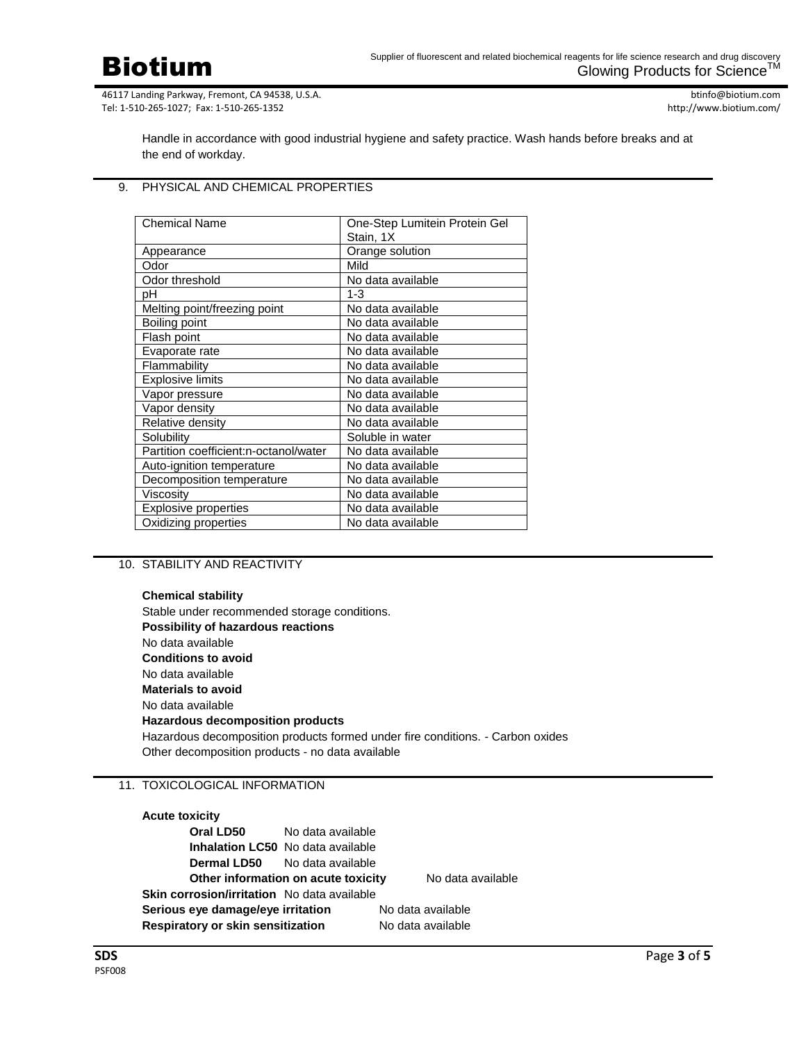Handle in accordance with good industrial hygiene and safety practice. Wash hands before breaks and at the end of workday.

## 9. PHYSICAL AND CHEMICAL PROPERTIES

| Chemical Name | One-Step Lumitein Protein Gel Stain, 1X |
|---|---|
| Appearance | Orange solution |
| Odor | Mild |
| Odor threshold | No data available |
| pH | 1-3 |
| Melting point/freezing point | No data available |
| Boiling point | No data available |
| Flash point | No data available |
| Evaporate rate | No data available |
| Flammability | No data available |
| Explosive limits | No data available |
| Vapor pressure | No data available |
| Vapor density | No data available |
| Relative density | No data available |
| Solubility | Soluble in water |
| Partition coefficient:n-octanol/water | No data available |
| Auto-ignition temperature | No data available |
| Decomposition temperature | No data available |
| Viscosity | No data available |
| Explosive properties | No data available |
| Oxidizing properties | No data available |

## 10. STABILITY AND REACTIVITY

**Chemical stability**
Stable under recommended storage conditions.
**Possibility of hazardous reactions**
No data available
**Conditions to avoid**
No data available
**Materials to avoid**
No data available
**Hazardous decomposition products**
Hazardous decomposition products formed under fire conditions. - Carbon oxides
Other decomposition products - no data available

## 11. TOXICOLOGICAL INFORMATION

**Acute toxicity**

**Oral LD50** No data available
**Inhalation LC50** No data available
**Dermal LD50** No data available
**Other information on acute toxicity** No data available

**Skin corrosion/irritation** No data available
**Serious eye damage/eye irritation** No data available
**Respiratory or skin sensitization** No data available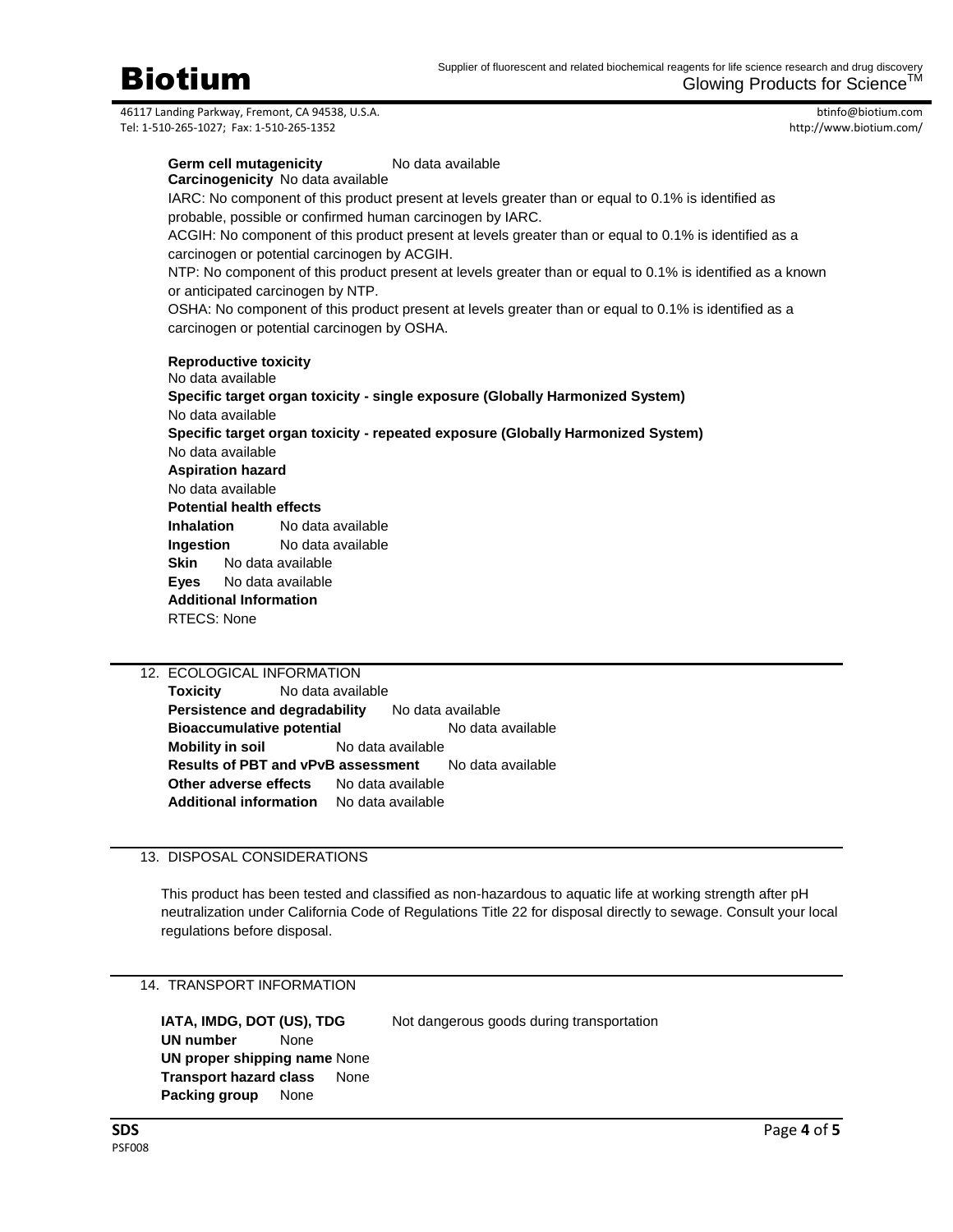**Germ cell mutagenicity** No data available

**Carcinogenicity** No data available

IARC: No component of this product present at levels greater than or equal to 0.1% is identified as probable, possible or confirmed human carcinogen by IARC.

ACGIH: No component of this product present at levels greater than or equal to 0.1% is identified as a carcinogen or potential carcinogen by ACGIH.

NTP: No component of this product present at levels greater than or equal to 0.1% is identified as a known or anticipated carcinogen by NTP.

OSHA: No component of this product present at levels greater than or equal to 0.1% is identified as a carcinogen or potential carcinogen by OSHA.

**Reproductive toxicity**
No data available

**Specific target organ toxicity - single exposure (Globally Harmonized System)**
No data available

**Specific target organ toxicity - repeated exposure (Globally Harmonized System)**
No data available

**Aspiration hazard**
No data available

**Potential health effects**

**Inhalation** No data available
**Ingestion** No data available
**Skin** No data available
**Eyes** No data available

**Additional Information**
RTECS: None

## 12. ECOLOGICAL INFORMATION

**Toxicity** No data available
**Persistence and degradability** No data available
**Bioaccumulative potential** No data available
**Mobility in soil** No data available
**Results of PBT and vPvB assessment** No data available
**Other adverse effects** No data available
**Additional information** No data available

## 13. DISPOSAL CONSIDERATIONS

This product has been tested and classified as non-hazardous to aquatic life at working strength after pH neutralization under California Code of Regulations Title 22 for disposal directly to sewage. Consult your local regulations before disposal.

## 14. TRANSPORT INFORMATION

**IATA, IMDG, DOT (US), TDG** Not dangerous goods during transportation
**UN number** None
**UN proper shipping name** None
**Transport hazard class** None
**Packing group** None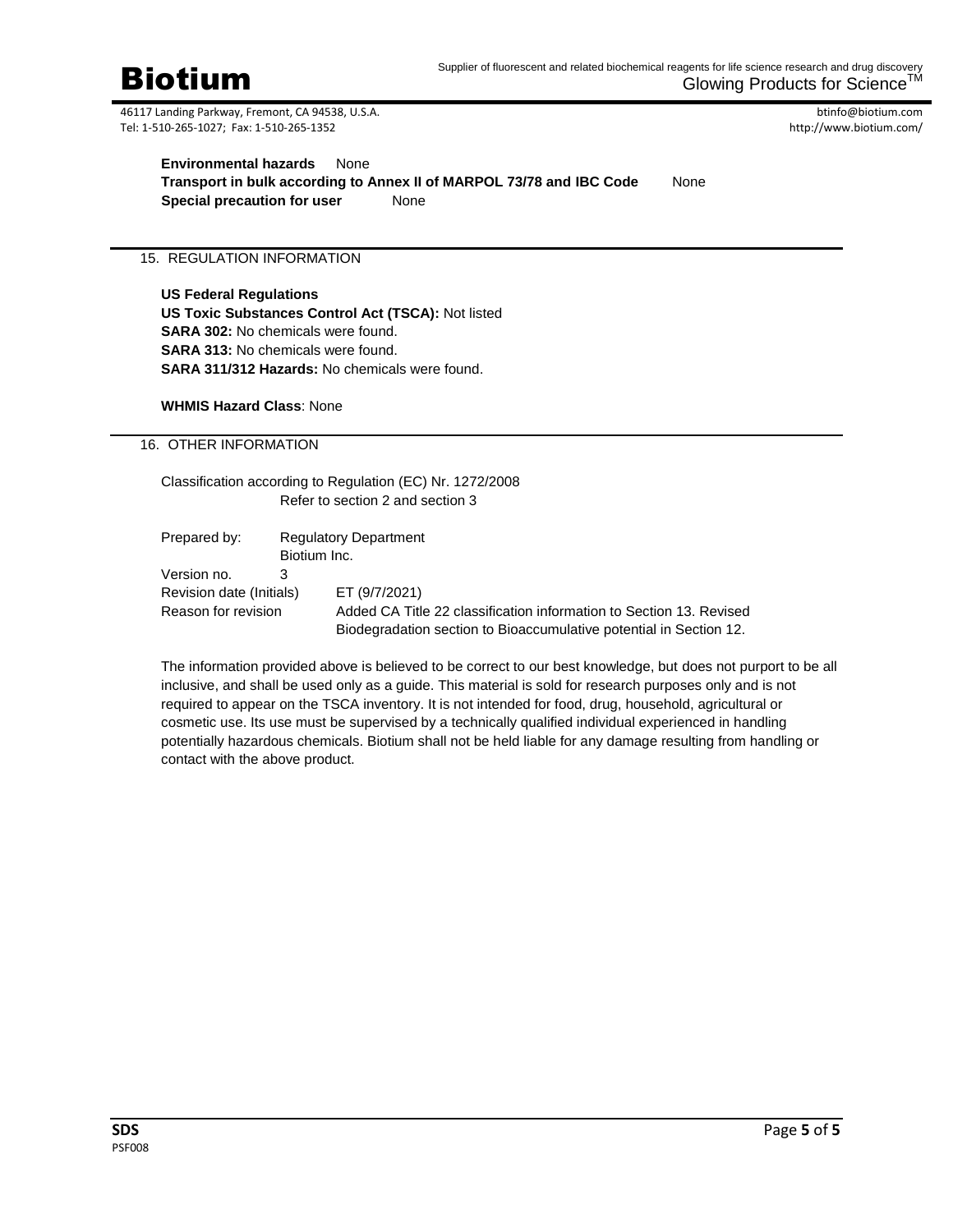**Environmental hazards** None

**Transport in bulk according to Annex II of MARPOL 73/78 and IBC Code** None

**Special precaution for user** None

## 15. REGULATION INFORMATION

**US Federal Regulations**

**US Toxic Substances Control Act (TSCA):** Not listed

**SARA 302:** No chemicals were found.

**SARA 313:** No chemicals were found.

**SARA 311/312 Hazards:** No chemicals were found.

**WHMIS Hazard Class**: None

## 16. OTHER INFORMATION

Classification according to Regulation (EC) Nr. 1272/2008
Refer to section 2 and section 3

| | |
|---|---|
| Prepared by: | Regulatory Department<br>Biotium Inc. |
| Version no. | 3 |
| Revision date (Initials) | ET (9/7/2021) |
| Reason for revision | Added CA Title 22 classification information to Section 13. Revised Biodegradation section to Bioaccumulative potential in Section 12. |

The information provided above is believed to be correct to our best knowledge, but does not purport to be all inclusive, and shall be used only as a guide. This material is sold for research purposes only and is not required to appear on the TSCA inventory. It is not intended for food, drug, household, agricultural or cosmetic use. Its use must be supervised by a technically qualified individual experienced in handling potentially hazardous chemicals. Biotium shall not be held liable for any damage resulting from handling or contact with the above product.